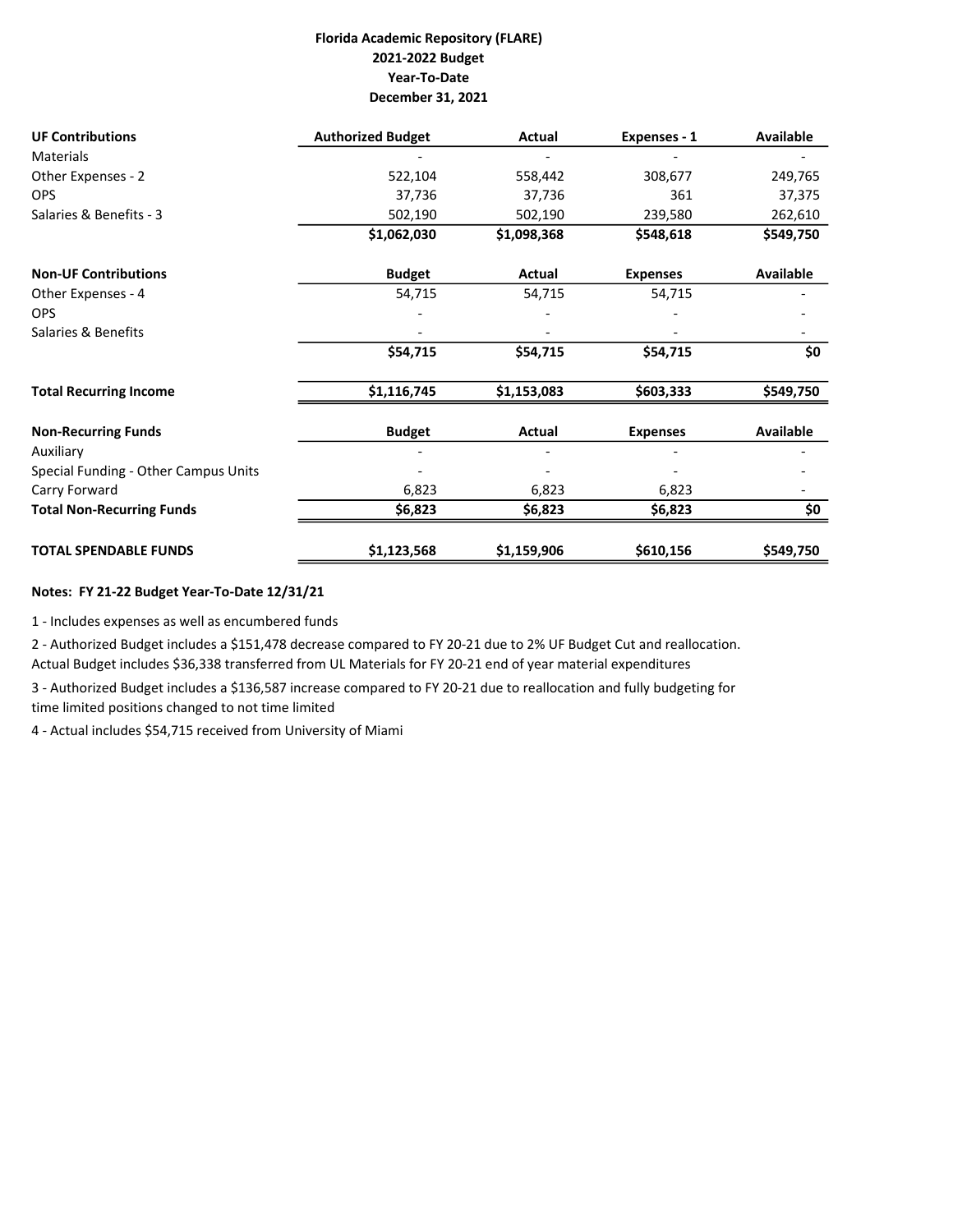**Florida Academic Repository (FLARE)**
**2021-2022 Budget**
**Year-To-Date**
**December 31, 2021**

| **UF Contributions** | **Authorized Budget** | **Actual** | **Expenses - 1** | **Available** |
|---|---|---|---|---|
| Materials | - | - | - | - |
| Other Expenses - 2 | 522,104 | 558,442 | 308,677 | 249,765 |
| OPS | 37,736 | 37,736 | 361 | 37,375 |
| Salaries & Benefits - 3 | 502,190 | 502,190 | 239,580 | 262,610 |
| | **$1,062,030** | **$1,098,368** | **$548,618** | **$549,750** |
| **Non-UF Contributions** | **Budget** | **Actual** | **Expenses** | **Available** |
| Other Expenses - 4 | 54,715 | 54,715 | 54,715 | - |
| OPS | - | - | - | - |
| Salaries & Benefits | - | - | - | - |
| | **$54,715** | **$54,715** | **$54,715** | **$0** |
| **Total Recurring Income** | **$1,116,745** | **$1,153,083** | **$603,333** | **$549,750** |
| **Non-Recurring Funds** | **Budget** | **Actual** | **Expenses** | **Available** |
| Auxiliary | - | - | - | - |
| Special Funding - Other Campus Units | - | - | - | - |
| Carry Forward | 6,823 | 6,823 | 6,823 | - |
| **Total Non-Recurring Funds** | **$6,823** | **$6,823** | **$6,823** | **$0** |
| **TOTAL SPENDABLE FUNDS** | **$1,123,568** | **$1,159,906** | **$610,156** | **$549,750** |

**Notes: FY 21-22 Budget Year-To-Date 12/31/21**

1 - Includes expenses as well as encumbered funds

2 - Authorized Budget includes a $151,478 decrease compared to FY 20-21 due to 2% UF Budget Cut and reallocation. Actual Budget includes $36,338 transferred from UL Materials for FY 20-21 end of year material expenditures

3 - Authorized Budget includes a $136,587 increase compared to FY 20-21 due to reallocation and fully budgeting for time limited positions changed to not time limited

4 - Actual includes $54,715 received from University of Miami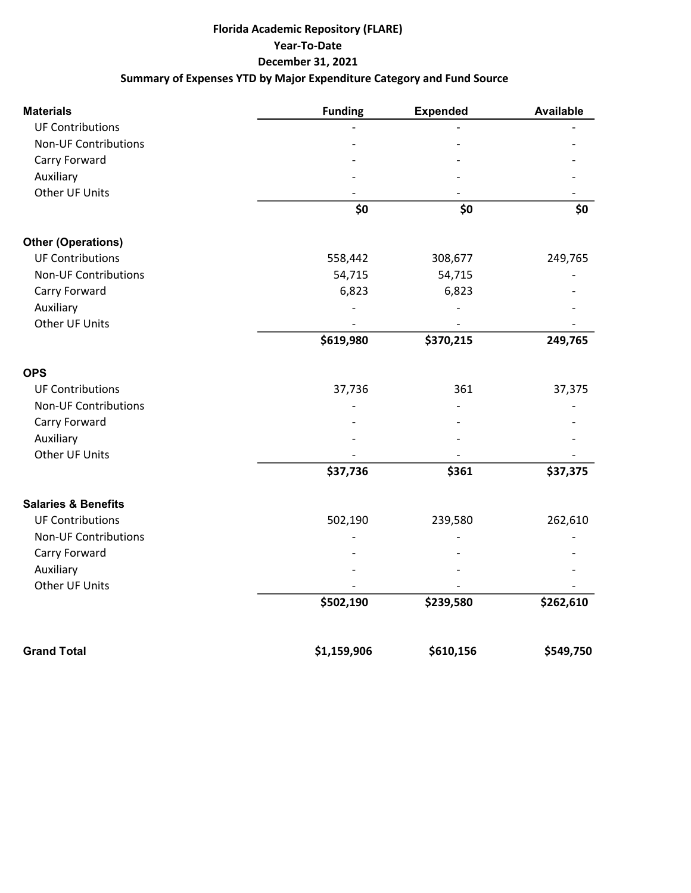**Florida Academic Repository (FLARE)**
**Year-To-Date**
**December 31, 2021**
**Summary of Expenses YTD by Major Expenditure Category and Fund Source**

| | Funding | Expended | Available |
|---|---|---|---|
| **Materials** | | | |
| UF Contributions | - | - | - |
| Non-UF Contributions | - | - | - |
| Carry Forward | - | - | - |
| Auxiliary | - | - | - |
| Other UF Units | - | - | - |
| | **$0** | **$0** | **$0** |
| **Other (Operations)** | | | |
| UF Contributions | 558,442 | 308,677 | 249,765 |
| Non-UF Contributions | 54,715 | 54,715 | - |
| Carry Forward | 6,823 | 6,823 | - |
| Auxiliary | - | - | - |
| Other UF Units | - | - | - |
| | **$619,980** | **$370,215** | **249,765** |
| **OPS** | | | |
| UF Contributions | 37,736 | 361 | 37,375 |
| Non-UF Contributions | - | - | - |
| Carry Forward | - | - | - |
| Auxiliary | - | - | - |
| Other UF Units | - | - | - |
| | **$37,736** | **$361** | **$37,375** |
| **Salaries & Benefits** | | | |
| UF Contributions | 502,190 | 239,580 | 262,610 |
| Non-UF Contributions | - | - | - |
| Carry Forward | - | - | - |
| Auxiliary | - | - | - |
| Other UF Units | - | - | - |
| | **$502,190** | **$239,580** | **$262,610** |
| **Grand Total** | **$1,159,906** | **$610,156** | **$549,750** |